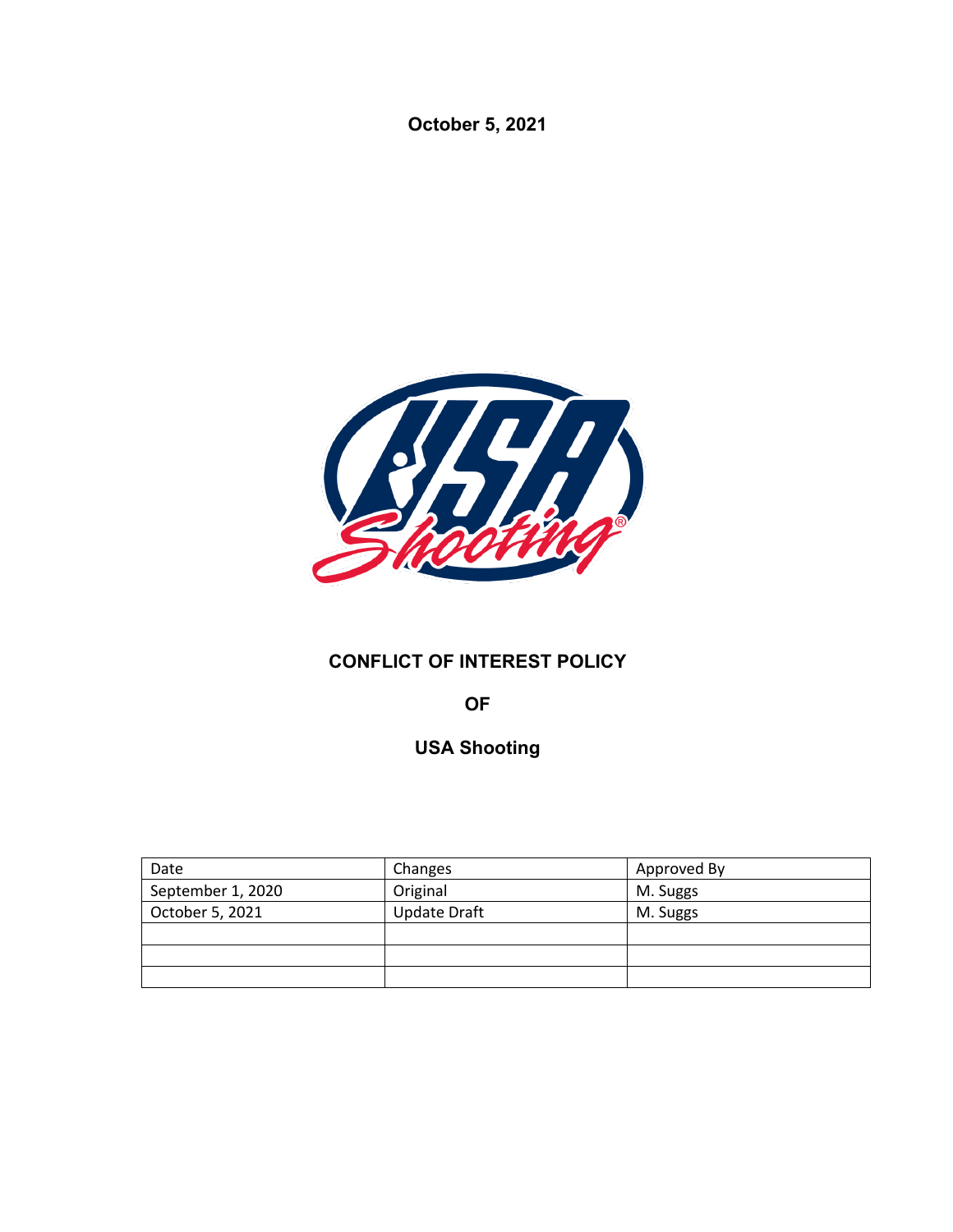**October 5, 2021**

# CONFLICT OF INTEREST POLICY

# OF

# USA Shooting

| Date | Changes | Approved By |
| --- | --- | --- |
| September 1, 2020 | Original | M. Suggs |
| October 5, 2021 | Update Draft | M. Suggs |
| | | |
| | | |
| | | |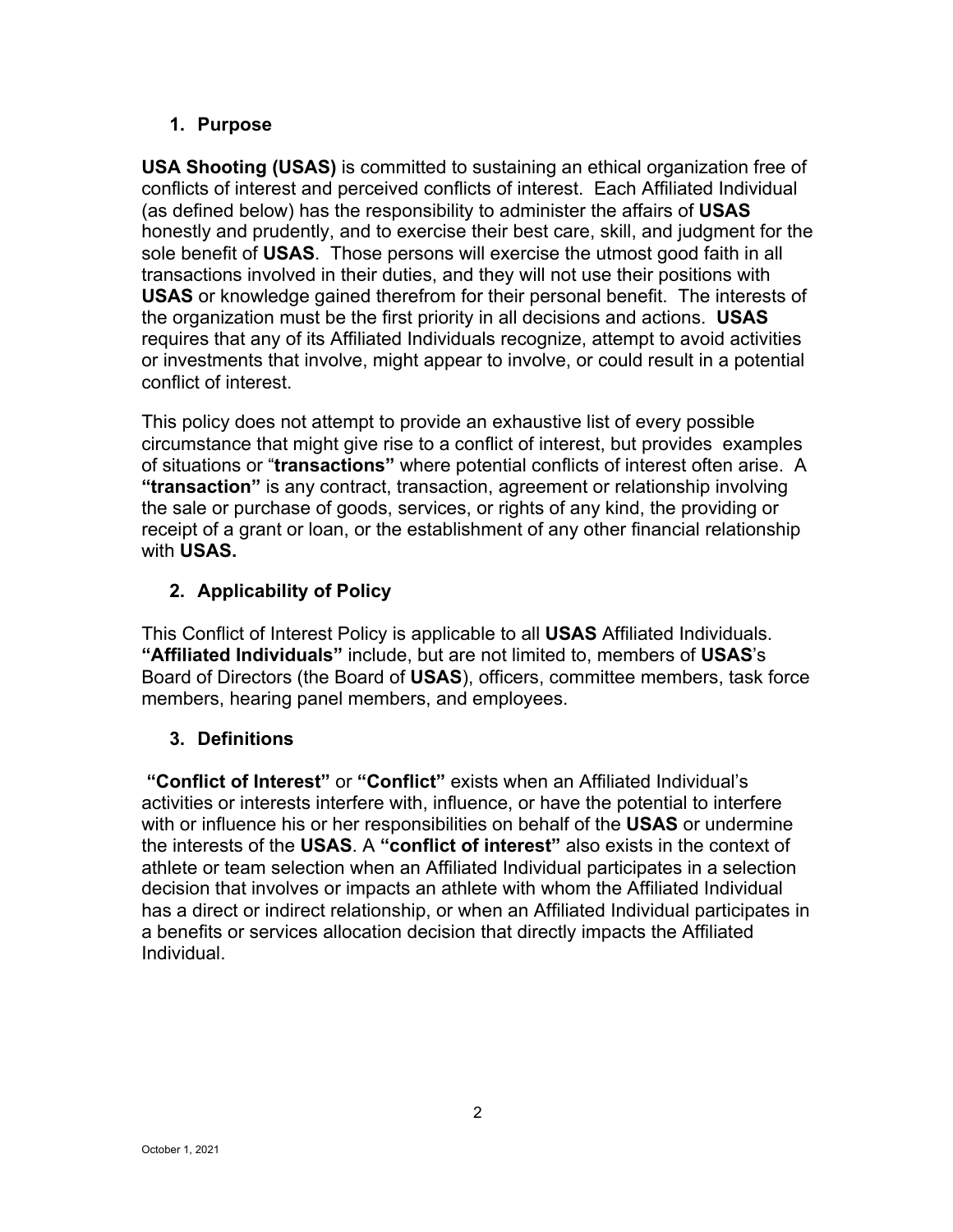## 1. Purpose

**USA Shooting (USAS)** is committed to sustaining an ethical organization free of conflicts of interest and perceived conflicts of interest. Each Affiliated Individual (as defined below) has the responsibility to administer the affairs of **USAS** honestly and prudently, and to exercise their best care, skill, and judgment for the sole benefit of **USAS**. Those persons will exercise the utmost good faith in all transactions involved in their duties, and they will not use their positions with **USAS** or knowledge gained therefrom for their personal benefit. The interests of the organization must be the first priority in all decisions and actions. **USAS** requires that any of its Affiliated Individuals recognize, attempt to avoid activities or investments that involve, might appear to involve, or could result in a potential conflict of interest.

This policy does not attempt to provide an exhaustive list of every possible circumstance that might give rise to a conflict of interest, but provides examples of situations or "**transactions"** where potential conflicts of interest often arise. A **"transaction"** is any contract, transaction, agreement or relationship involving the sale or purchase of goods, services, or rights of any kind, the providing or receipt of a grant or loan, or the establishment of any other financial relationship with **USAS.**

## 2. Applicability of Policy

This Conflict of Interest Policy is applicable to all **USAS** Affiliated Individuals. **"Affiliated Individuals"** include, but are not limited to, members of **USAS**'s Board of Directors (the Board of **USAS**), officers, committee members, task force members, hearing panel members, and employees.

## 3. Definitions

**"Conflict of Interest"** or **"Conflict"** exists when an Affiliated Individual's activities or interests interfere with, influence, or have the potential to interfere with or influence his or her responsibilities on behalf of the **USAS** or undermine the interests of the **USAS**. A **"conflict of interest"** also exists in the context of athlete or team selection when an Affiliated Individual participates in a selection decision that involves or impacts an athlete with whom the Affiliated Individual has a direct or indirect relationship, or when an Affiliated Individual participates in a benefits or services allocation decision that directly impacts the Affiliated Individual.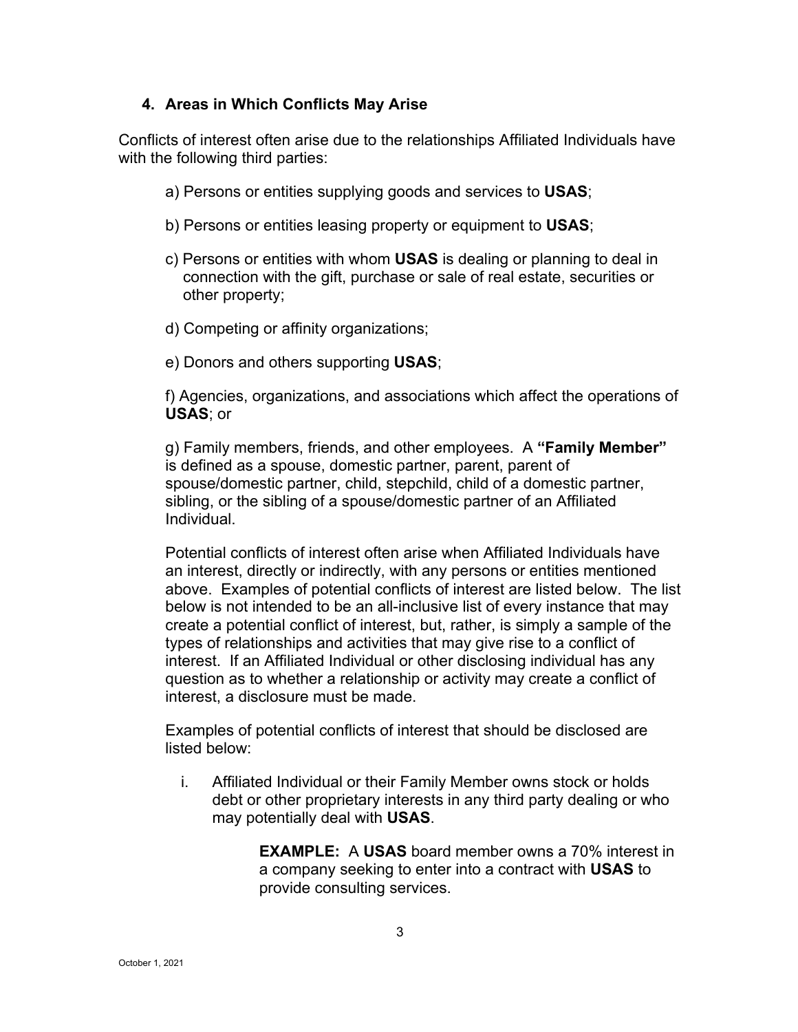## 4. Areas in Which Conflicts May Arise

Conflicts of interest often arise due to the relationships Affiliated Individuals have with the following third parties:

a) Persons or entities supplying goods and services to **USAS**;

b) Persons or entities leasing property or equipment to **USAS**;

c) Persons or entities with whom **USAS** is dealing or planning to deal in connection with the gift, purchase or sale of real estate, securities or other property;

d) Competing or affinity organizations;

e) Donors and others supporting **USAS**;

f) Agencies, organizations, and associations which affect the operations of **USAS**; or

g) Family members, friends, and other employees. A **"Family Member"** is defined as a spouse, domestic partner, parent, parent of spouse/domestic partner, child, stepchild, child of a domestic partner, sibling, or the sibling of a spouse/domestic partner of an Affiliated Individual.

Potential conflicts of interest often arise when Affiliated Individuals have an interest, directly or indirectly, with any persons or entities mentioned above. Examples of potential conflicts of interest are listed below. The list below is not intended to be an all-inclusive list of every instance that may create a potential conflict of interest, but, rather, is simply a sample of the types of relationships and activities that may give rise to a conflict of interest. If an Affiliated Individual or other disclosing individual has any question as to whether a relationship or activity may create a conflict of interest, a disclosure must be made.

Examples of potential conflicts of interest that should be disclosed are listed below:

i. Affiliated Individual or their Family Member owns stock or holds debt or other proprietary interests in any third party dealing or who may potentially deal with **USAS**.

> **EXAMPLE:** A **USAS** board member owns a 70% interest in a company seeking to enter into a contract with **USAS** to provide consulting services.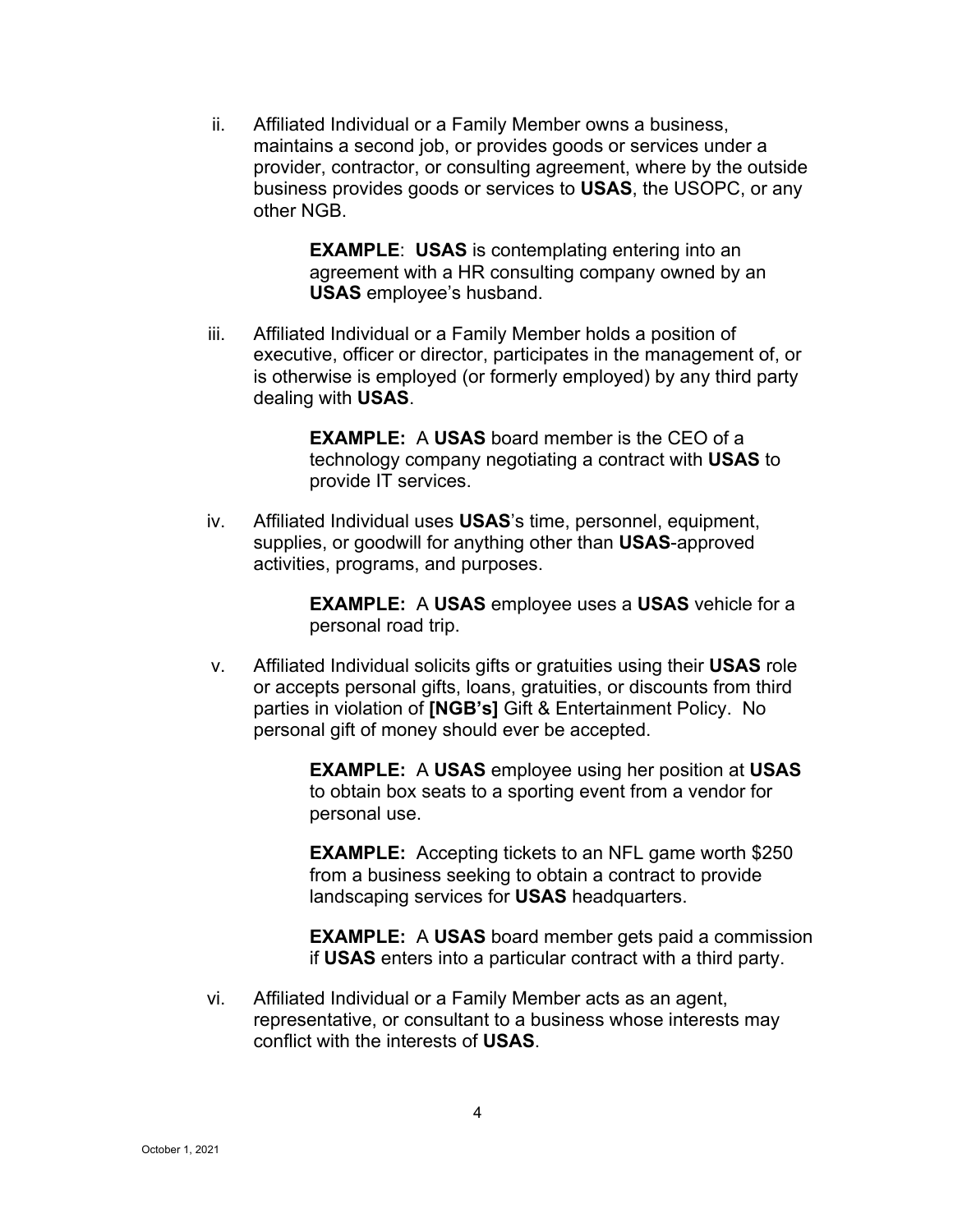ii. Affiliated Individual or a Family Member owns a business, maintains a second job, or provides goods or services under a provider, contractor, or consulting agreement, where by the outside business provides goods or services to **USAS**, the USOPC, or any other NGB.

> **EXAMPLE**: **USAS** is contemplating entering into an agreement with a HR consulting company owned by an **USAS** employee's husband.

iii. Affiliated Individual or a Family Member holds a position of executive, officer or director, participates in the management of, or is otherwise is employed (or formerly employed) by any third party dealing with **USAS**.

> **EXAMPLE:** A **USAS** board member is the CEO of a technology company negotiating a contract with **USAS** to provide IT services.

iv. Affiliated Individual uses **USAS**'s time, personnel, equipment, supplies, or goodwill for anything other than **USAS**-approved activities, programs, and purposes.

> **EXAMPLE:** A **USAS** employee uses a **USAS** vehicle for a personal road trip.

v. Affiliated Individual solicits gifts or gratuities using their **USAS** role or accepts personal gifts, loans, gratuities, or discounts from third parties in violation of **[NGB's]** Gift & Entertainment Policy. No personal gift of money should ever be accepted.

> **EXAMPLE:** A **USAS** employee using her position at **USAS** to obtain box seats to a sporting event from a vendor for personal use.
>
> **EXAMPLE:** Accepting tickets to an NFL game worth $250 from a business seeking to obtain a contract to provide landscaping services for **USAS** headquarters.
>
> **EXAMPLE:** A **USAS** board member gets paid a commission if **USAS** enters into a particular contract with a third party.

vi. Affiliated Individual or a Family Member acts as an agent, representative, or consultant to a business whose interests may conflict with the interests of **USAS**.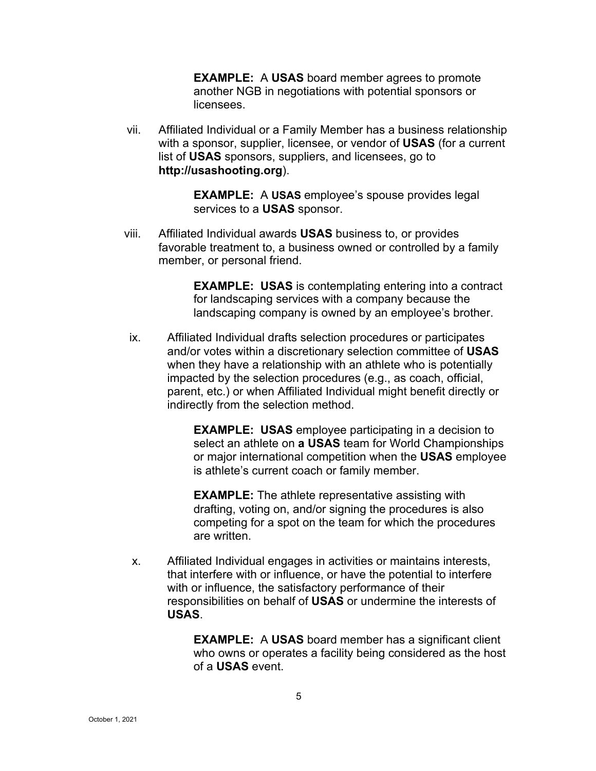**EXAMPLE:** A **USAS** board member agrees to promote another NGB in negotiations with potential sponsors or licensees.

vii. Affiliated Individual or a Family Member has a business relationship with a sponsor, supplier, licensee, or vendor of **USAS** (for a current list of **USAS** sponsors, suppliers, and licensees, go to **http://usashooting.org**).

> **EXAMPLE:** A **USAS** employee's spouse provides legal services to a **USAS** sponsor.

viii. Affiliated Individual awards **USAS** business to, or provides favorable treatment to, a business owned or controlled by a family member, or personal friend.

> **EXAMPLE:** **USAS** is contemplating entering into a contract for landscaping services with a company because the landscaping company is owned by an employee's brother.

ix. Affiliated Individual drafts selection procedures or participates and/or votes within a discretionary selection committee of **USAS** when they have a relationship with an athlete who is potentially impacted by the selection procedures (e.g., as coach, official, parent, etc.) or when Affiliated Individual might benefit directly or indirectly from the selection method.

> **EXAMPLE:** **USAS** employee participating in a decision to select an athlete on **a USAS** team for World Championships or major international competition when the **USAS** employee is athlete's current coach or family member.
>
> **EXAMPLE:** The athlete representative assisting with drafting, voting on, and/or signing the procedures is also competing for a spot on the team for which the procedures are written.

x. Affiliated Individual engages in activities or maintains interests, that interfere with or influence, or have the potential to interfere with or influence, the satisfactory performance of their responsibilities on behalf of **USAS** or undermine the interests of **USAS**.

> **EXAMPLE:** A **USAS** board member has a significant client who owns or operates a facility being considered as the host of a **USAS** event.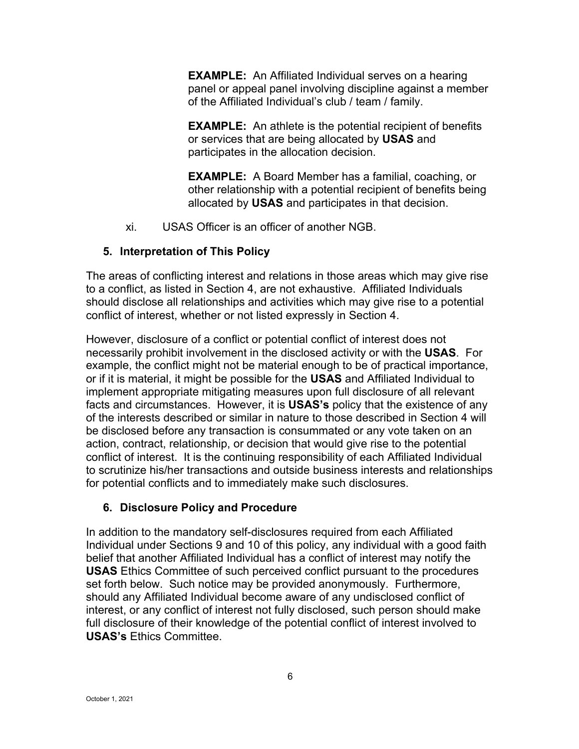**EXAMPLE:** An Affiliated Individual serves on a hearing panel or appeal panel involving discipline against a member of the Affiliated Individual's club / team / family.

**EXAMPLE:** An athlete is the potential recipient of benefits or services that are being allocated by **USAS** and participates in the allocation decision.

**EXAMPLE:** A Board Member has a familial, coaching, or other relationship with a potential recipient of benefits being allocated by **USAS** and participates in that decision.

xi. USAS Officer is an officer of another NGB.

## 5. Interpretation of This Policy

The areas of conflicting interest and relations in those areas which may give rise to a conflict, as listed in Section 4, are not exhaustive. Affiliated Individuals should disclose all relationships and activities which may give rise to a potential conflict of interest, whether or not listed expressly in Section 4.

However, disclosure of a conflict or potential conflict of interest does not necessarily prohibit involvement in the disclosed activity or with the **USAS**. For example, the conflict might not be material enough to be of practical importance, or if it is material, it might be possible for the **USAS** and Affiliated Individual to implement appropriate mitigating measures upon full disclosure of all relevant facts and circumstances. However, it is **USAS's** policy that the existence of any of the interests described or similar in nature to those described in Section 4 will be disclosed before any transaction is consummated or any vote taken on an action, contract, relationship, or decision that would give rise to the potential conflict of interest. It is the continuing responsibility of each Affiliated Individual to scrutinize his/her transactions and outside business interests and relationships for potential conflicts and to immediately make such disclosures.

## 6. Disclosure Policy and Procedure

In addition to the mandatory self-disclosures required from each Affiliated Individual under Sections 9 and 10 of this policy, any individual with a good faith belief that another Affiliated Individual has a conflict of interest may notify the **USAS** Ethics Committee of such perceived conflict pursuant to the procedures set forth below. Such notice may be provided anonymously. Furthermore, should any Affiliated Individual become aware of any undisclosed conflict of interest, or any conflict of interest not fully disclosed, such person should make full disclosure of their knowledge of the potential conflict of interest involved to **USAS's** Ethics Committee.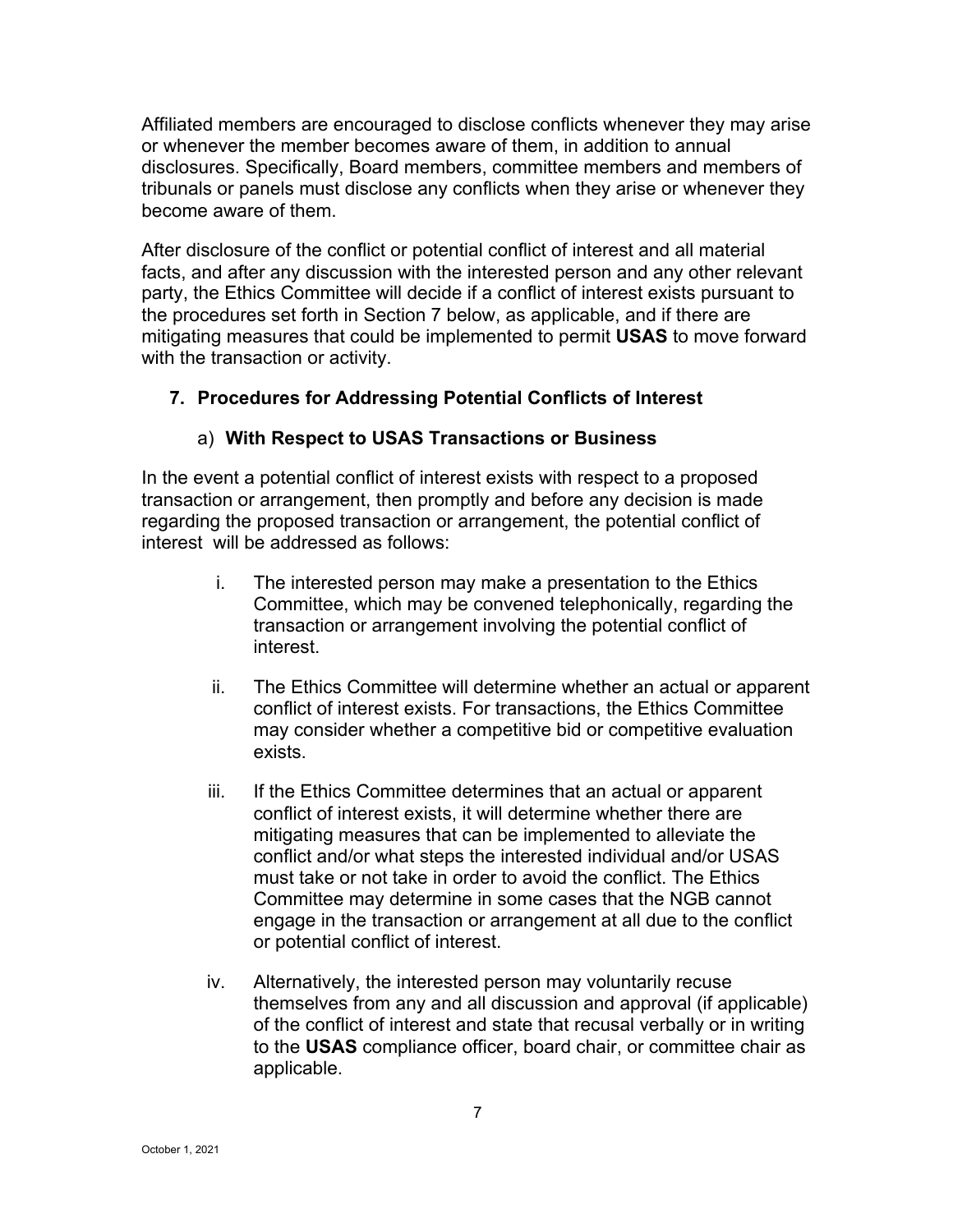Affiliated members are encouraged to disclose conflicts whenever they may arise or whenever the member becomes aware of them, in addition to annual disclosures. Specifically, Board members, committee members and members of tribunals or panels must disclose any conflicts when they arise or whenever they become aware of them.

After disclosure of the conflict or potential conflict of interest and all material facts, and after any discussion with the interested person and any other relevant party, the Ethics Committee will decide if a conflict of interest exists pursuant to the procedures set forth in Section 7 below, as applicable, and if there are mitigating measures that could be implemented to permit **USAS** to move forward with the transaction or activity.

## 7. Procedures for Addressing Potential Conflicts of Interest

### a) With Respect to USAS Transactions or Business

In the event a potential conflict of interest exists with respect to a proposed transaction or arrangement, then promptly and before any decision is made regarding the proposed transaction or arrangement, the potential conflict of interest will be addressed as follows:

i. The interested person may make a presentation to the Ethics Committee, which may be convened telephonically, regarding the transaction or arrangement involving the potential conflict of interest.

ii. The Ethics Committee will determine whether an actual or apparent conflict of interest exists. For transactions, the Ethics Committee may consider whether a competitive bid or competitive evaluation exists.

iii. If the Ethics Committee determines that an actual or apparent conflict of interest exists, it will determine whether there are mitigating measures that can be implemented to alleviate the conflict and/or what steps the interested individual and/or USAS must take or not take in order to avoid the conflict. The Ethics Committee may determine in some cases that the NGB cannot engage in the transaction or arrangement at all due to the conflict or potential conflict of interest.

iv. Alternatively, the interested person may voluntarily recuse themselves from any and all discussion and approval (if applicable) of the conflict of interest and state that recusal verbally or in writing to the **USAS** compliance officer, board chair, or committee chair as applicable.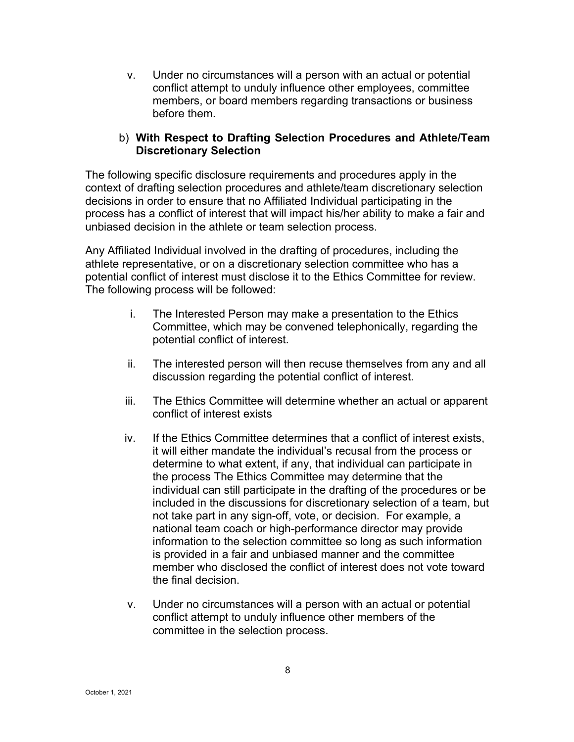v. Under no circumstances will a person with an actual or potential conflict attempt to unduly influence other employees, committee members, or board members regarding transactions or business before them.

b) **With Respect to Drafting Selection Procedures and Athlete/Team Discretionary Selection**

The following specific disclosure requirements and procedures apply in the context of drafting selection procedures and athlete/team discretionary selection decisions in order to ensure that no Affiliated Individual participating in the process has a conflict of interest that will impact his/her ability to make a fair and unbiased decision in the athlete or team selection process.

Any Affiliated Individual involved in the drafting of procedures, including the athlete representative, or on a discretionary selection committee who has a potential conflict of interest must disclose it to the Ethics Committee for review. The following process will be followed:

i. The Interested Person may make a presentation to the Ethics Committee, which may be convened telephonically, regarding the potential conflict of interest.

ii. The interested person will then recuse themselves from any and all discussion regarding the potential conflict of interest.

iii. The Ethics Committee will determine whether an actual or apparent conflict of interest exists

iv. If the Ethics Committee determines that a conflict of interest exists, it will either mandate the individual's recusal from the process or determine to what extent, if any, that individual can participate in the process The Ethics Committee may determine that the individual can still participate in the drafting of the procedures or be included in the discussions for discretionary selection of a team, but not take part in any sign-off, vote, or decision. For example, a national team coach or high-performance director may provide information to the selection committee so long as such information is provided in a fair and unbiased manner and the committee member who disclosed the conflict of interest does not vote toward the final decision.

v. Under no circumstances will a person with an actual or potential conflict attempt to unduly influence other members of the committee in the selection process.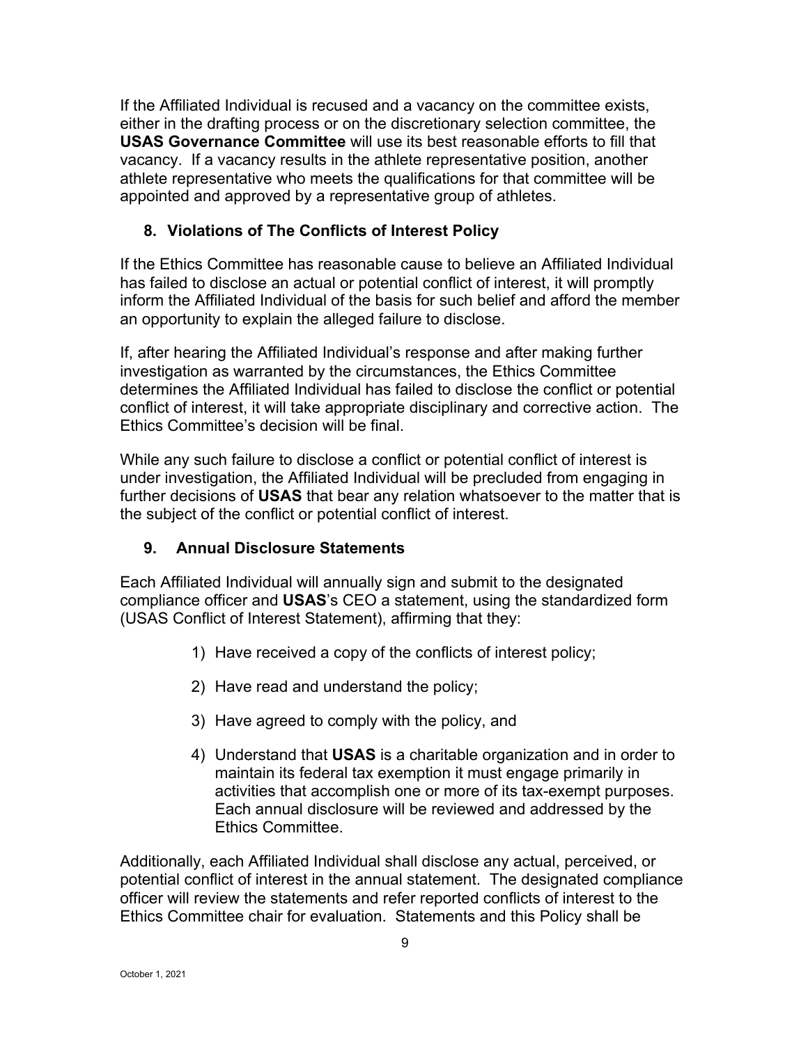If the Affiliated Individual is recused and a vacancy on the committee exists, either in the drafting process or on the discretionary selection committee, the **USAS Governance Committee** will use its best reasonable efforts to fill that vacancy. If a vacancy results in the athlete representative position, another athlete representative who meets the qualifications for that committee will be appointed and approved by a representative group of athletes.

## 8. Violations of The Conflicts of Interest Policy

If the Ethics Committee has reasonable cause to believe an Affiliated Individual has failed to disclose an actual or potential conflict of interest, it will promptly inform the Affiliated Individual of the basis for such belief and afford the member an opportunity to explain the alleged failure to disclose.

If, after hearing the Affiliated Individual's response and after making further investigation as warranted by the circumstances, the Ethics Committee determines the Affiliated Individual has failed to disclose the conflict or potential conflict of interest, it will take appropriate disciplinary and corrective action. The Ethics Committee's decision will be final.

While any such failure to disclose a conflict or potential conflict of interest is under investigation, the Affiliated Individual will be precluded from engaging in further decisions of **USAS** that bear any relation whatsoever to the matter that is the subject of the conflict or potential conflict of interest.

## 9. Annual Disclosure Statements

Each Affiliated Individual will annually sign and submit to the designated compliance officer and **USAS**'s CEO a statement, using the standardized form (USAS Conflict of Interest Statement), affirming that they:

1) Have received a copy of the conflicts of interest policy;
2) Have read and understand the policy;
3) Have agreed to comply with the policy, and
4) Understand that **USAS** is a charitable organization and in order to maintain its federal tax exemption it must engage primarily in activities that accomplish one or more of its tax-exempt purposes. Each annual disclosure will be reviewed and addressed by the Ethics Committee.

Additionally, each Affiliated Individual shall disclose any actual, perceived, or potential conflict of interest in the annual statement. The designated compliance officer will review the statements and refer reported conflicts of interest to the Ethics Committee chair for evaluation. Statements and this Policy shall be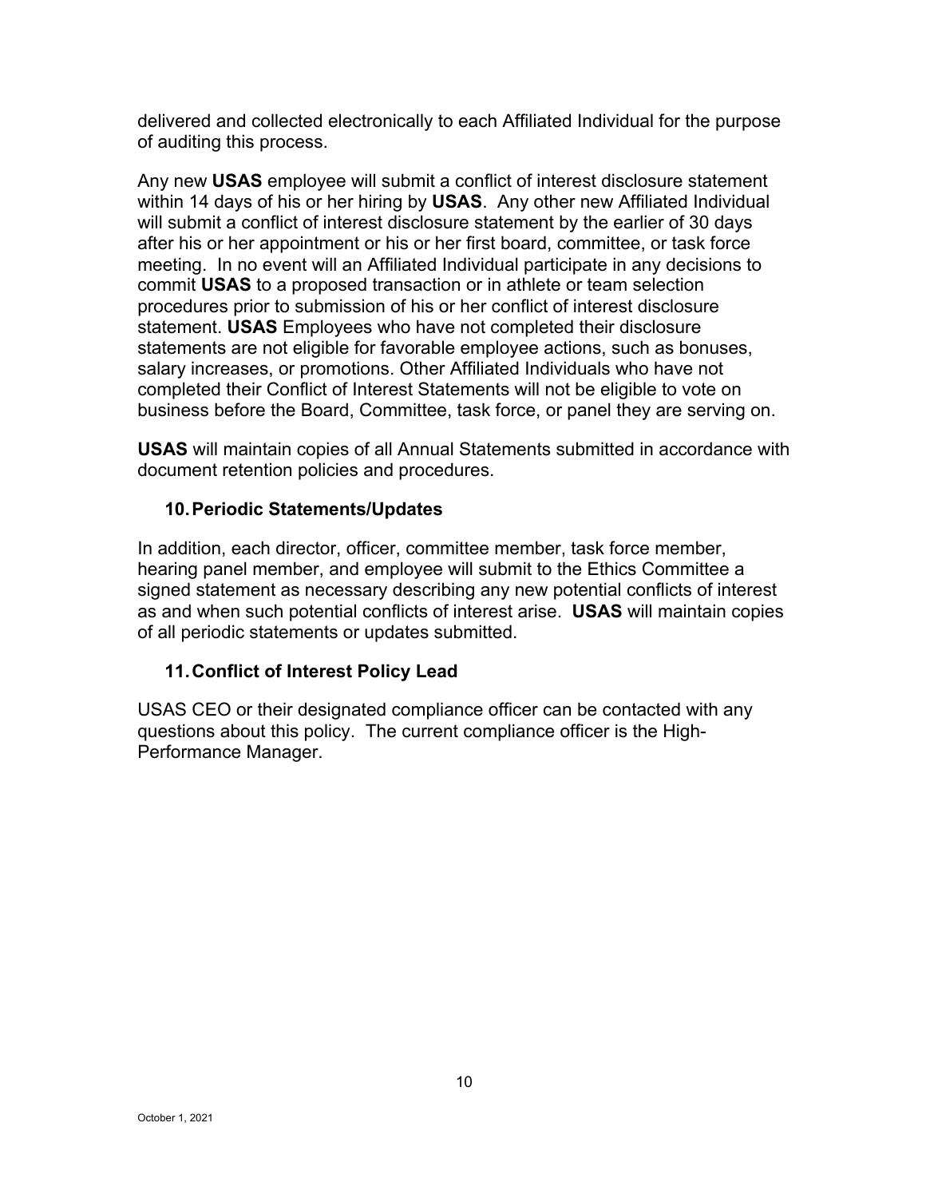delivered and collected electronically to each Affiliated Individual for the purpose of auditing this process.

Any new **USAS** employee will submit a conflict of interest disclosure statement within 14 days of his or her hiring by **USAS**. Any other new Affiliated Individual will submit a conflict of interest disclosure statement by the earlier of 30 days after his or her appointment or his or her first board, committee, or task force meeting. In no event will an Affiliated Individual participate in any decisions to commit **USAS** to a proposed transaction or in athlete or team selection procedures prior to submission of his or her conflict of interest disclosure statement. **USAS** Employees who have not completed their disclosure statements are not eligible for favorable employee actions, such as bonuses, salary increases, or promotions. Other Affiliated Individuals who have not completed their Conflict of Interest Statements will not be eligible to vote on business before the Board, Committee, task force, or panel they are serving on.

**USAS** will maintain copies of all Annual Statements submitted in accordance with document retention policies and procedures.

### 10. Periodic Statements/Updates

In addition, each director, officer, committee member, task force member, hearing panel member, and employee will submit to the Ethics Committee a signed statement as necessary describing any new potential conflicts of interest as and when such potential conflicts of interest arise. **USAS** will maintain copies of all periodic statements or updates submitted.

### 11. Conflict of Interest Policy Lead

USAS CEO or their designated compliance officer can be contacted with any questions about this policy. The current compliance officer is the High-Performance Manager.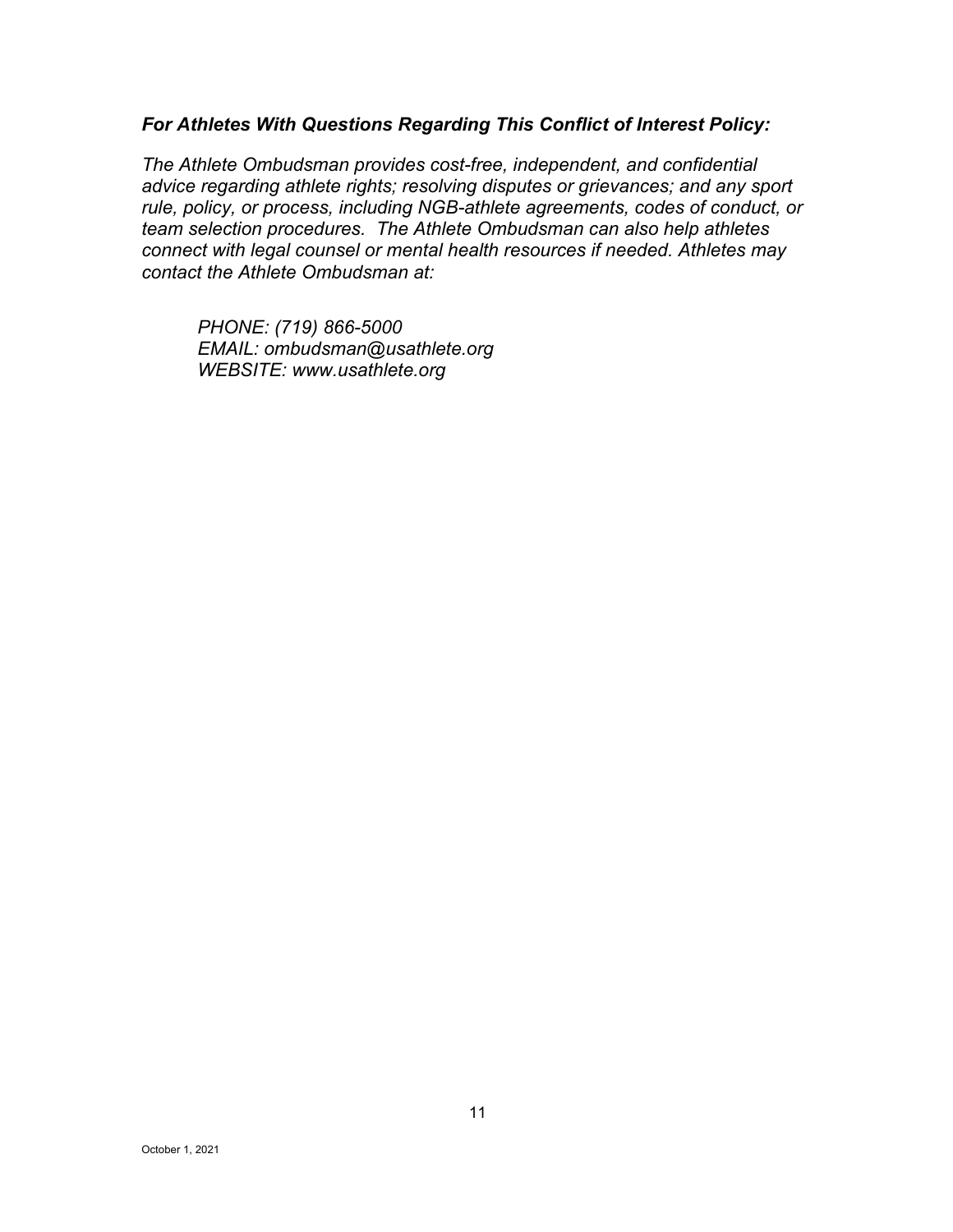### *For Athletes With Questions Regarding This Conflict of Interest Policy:*

*The Athlete Ombudsman provides cost-free, independent, and confidential advice regarding athlete rights; resolving disputes or grievances; and any sport rule, policy, or process, including NGB-athlete agreements, codes of conduct, or team selection procedures. The Athlete Ombudsman can also help athletes connect with legal counsel or mental health resources if needed. Athletes may contact the Athlete Ombudsman at:*

*PHONE: (719) 866-5000*
*EMAIL: ombudsman@usathlete.org*
*WEBSITE: www.usathlete.org*